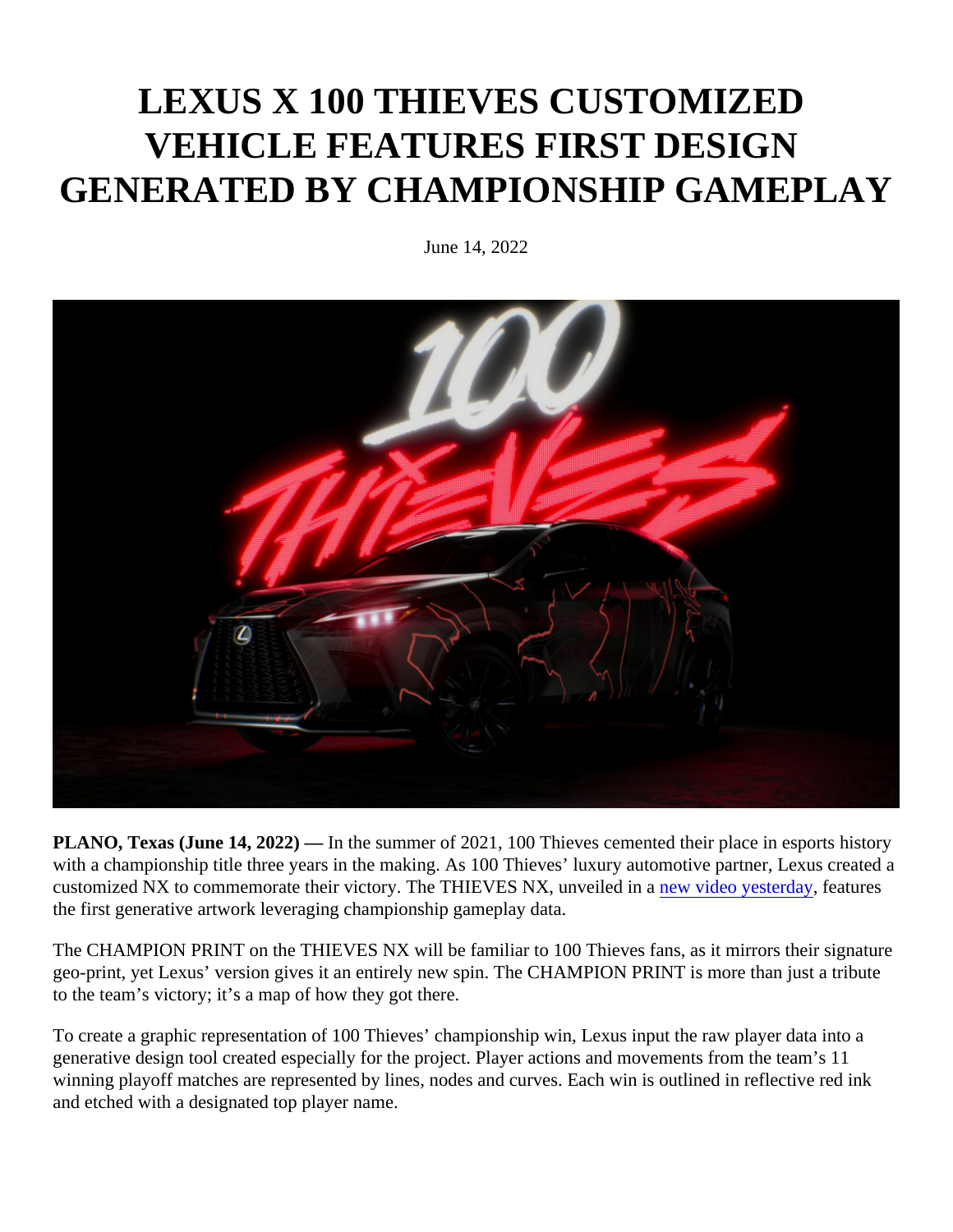# LEXUS X 100 THIEVES CUSTOMIZED VEHICLE FEATURES FIRST DESIGN GENERATED BY CHAMPIONSHIP GAMEPLAY

June 14, 2022

**PLANO, Texas (June 14, 2022) —** In the summer of 2021, 100 Thieves cemented their place in esports history with a championship title three years in the making. As 100 Thieves' luxury automotive partner, Lexus created a customized NX to commemorate their victory. The THIEVES NX, unveiled in a new video yesterday, features the first generative artwork leveraging championship gameplay data.

The CHAMPION PRINT on the THIEVES NX will be familiar to 100 Thieves fans, as it mirrors their signature geo-print, yet Lexus' version gives it an entirely new spin. The CHAMPION PRINT is more than just a tribute to the team's victory; it's a map of how they got there.

To create a graphic representation of 100 Thieves' championship win, Lexus input the raw player data into a generative design tool created especially for the project. Player actions and movements from the team's 11 winning playoff matches are represented by lines, nodes and curves. Each win is outlined in reflective red ink and etched with a designated top player name.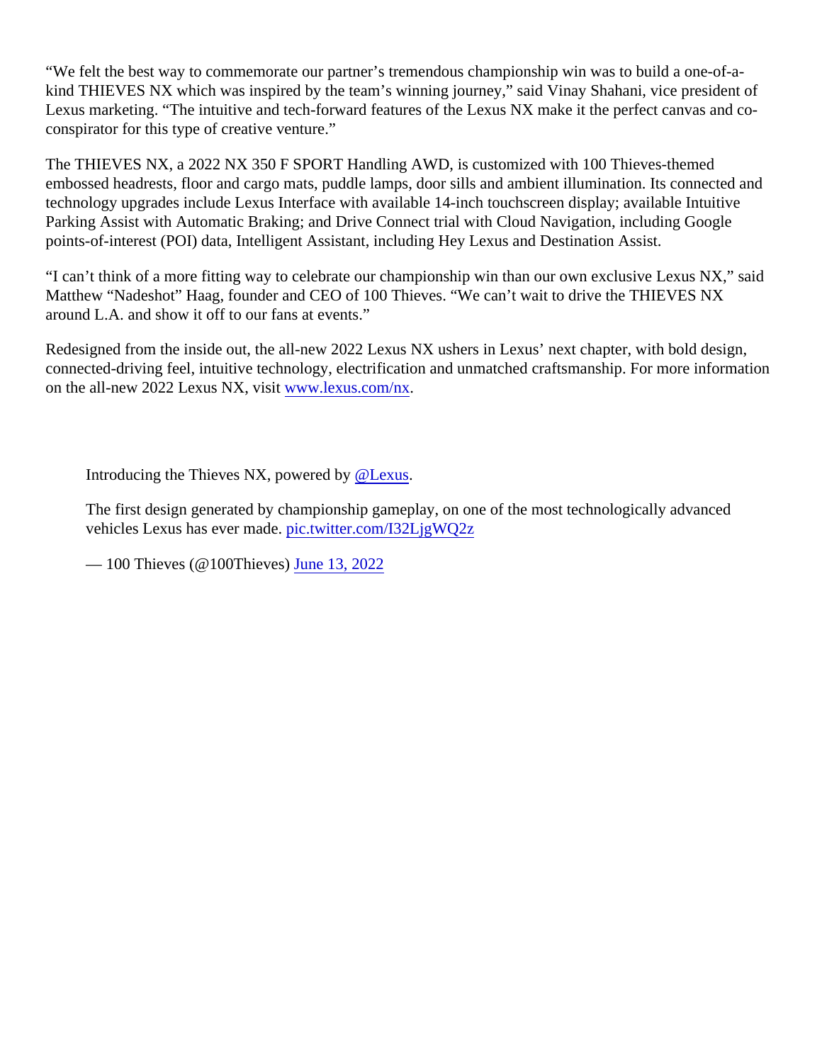"We felt the best way to commemorate our partner's tremendous championship win was to build a one-of-a-kind THIEVES NX which was inspired by the team's winning journey," said Vinay Shahani, vice president of Lexus marketing. "The intuitive and tech-forward features of the Lexus NX make it the perfect canvas and co-conspirator for this type of creative venture."

The THIEVES NX, a 2022 NX 350 F SPORT Handling AWD, is customized with 100 Thieves-themed embossed headrests, floor and cargo mats, puddle lamps, door sills and ambient illumination. Its connected and technology upgrades include Lexus Interface with available 14-inch touchscreen display; available Intuitive Parking Assist with Automatic Braking; and Drive Connect trial with Cloud Navigation, including Google points-of-interest (POI) data, Intelligent Assistant, including Hey Lexus and Destination Assist.

"I can't think of a more fitting way to celebrate our championship win than our own exclusive Lexus NX," said Matthew "Nadeshot" Haag, founder and CEO of 100 Thieves. "We can't wait to drive the THIEVES NX around L.A. and show it off to our fans at events."

Redesigned from the inside out, the all-new 2022 Lexus NX ushers in Lexus' next chapter, with bold design, connected-driving feel, intuitive technology, electrification and unmatched craftsmanship. For more information on the all-new 2022 Lexus NX, visit [www.lexus.com/nx](www.lexus.com/nx).

> Introducing the Thieves NX, powered by @Lexus.
>
> The first design generated by championship gameplay, on one of the most technologically advanced vehicles Lexus has ever made. pic.twitter.com/I32LjgWQ2z
>
> — 100 Thieves (@100Thieves) June 13, 2022